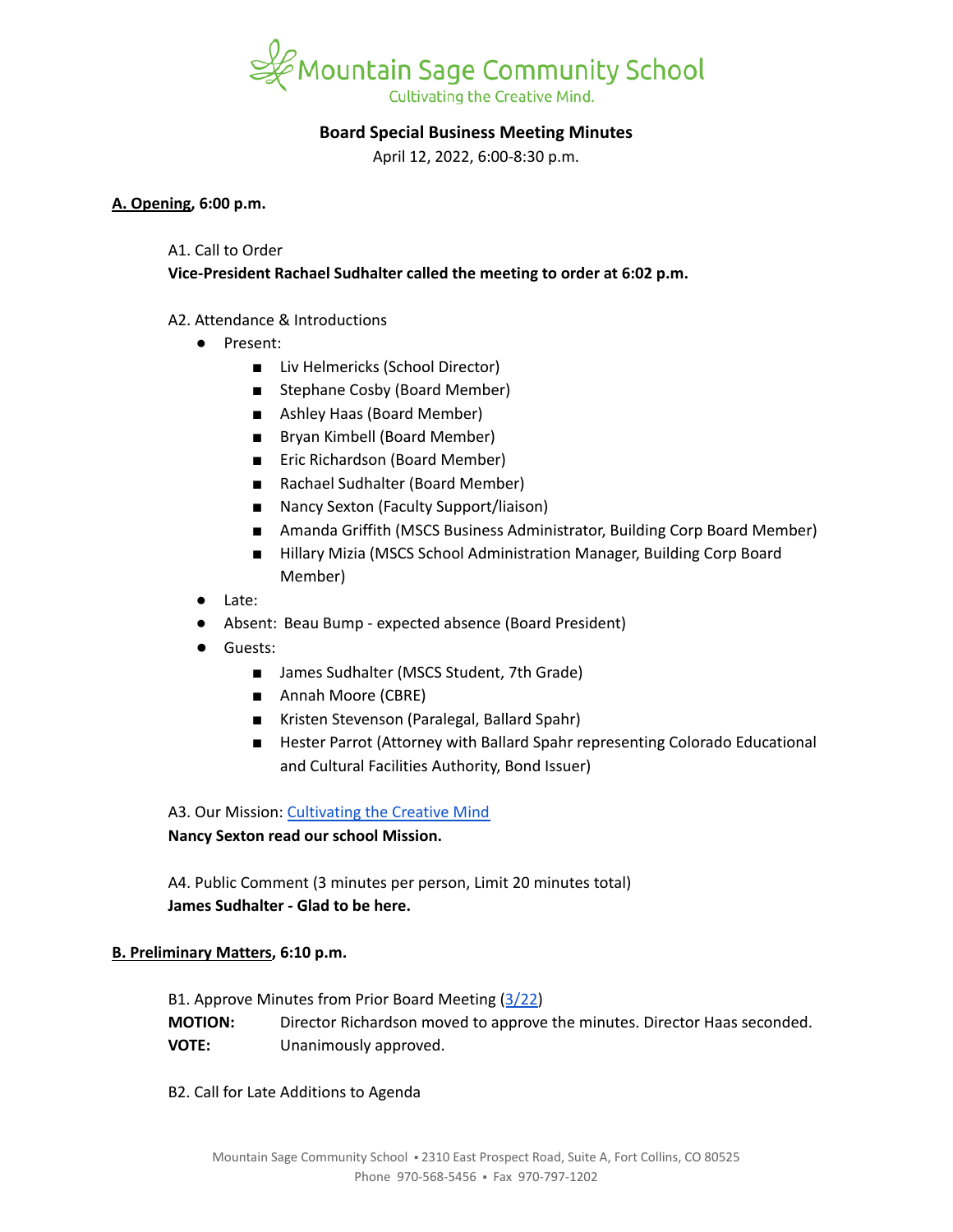Mountain Sage Community School

Cultivating the Creative Mind.

**Board Special Business Meeting Minutes**

April 12, 2022, 6:00-8:30 p.m.

**A. Opening, 6:00 p.m.**

A1. Call to Order

**Vice-President Rachael Sudhalter called the meeting to order at 6:02 p.m.**

A2. Attendance & Introductions

- Present:
  - Liv Helmericks (School Director)
  - Stephane Cosby (Board Member)
  - Ashley Haas (Board Member)
  - Bryan Kimbell (Board Member)
  - Eric Richardson (Board Member)
  - Rachael Sudhalter (Board Member)
  - Nancy Sexton (Faculty Support/liaison)
  - Amanda Griffith (MSCS Business Administrator, Building Corp Board Member)
  - Hillary Mizia (MSCS School Administration Manager, Building Corp Board Member)
- Late:
- Absent: Beau Bump - expected absence (Board President)
- Guests:
  - James Sudhalter (MSCS Student, 7th Grade)
  - Annah Moore (CBRE)
  - Kristen Stevenson (Paralegal, Ballard Spahr)
  - Hester Parrot (Attorney with Ballard Spahr representing Colorado Educational and Cultural Facilities Authority, Bond Issuer)

A3. Our Mission: [Cultivating the Creative Mind]

**Nancy Sexton read our school Mission.**

A4. Public Comment (3 minutes per person, Limit 20 minutes total)

**James Sudhalter - Glad to be here.**

**B. Preliminary Matters, 6:10 p.m.**

B1. Approve Minutes from Prior Board Meeting ([3/22])

**MOTION:** Director Richardson moved to approve the minutes. Director Haas seconded.

**VOTE:** Unanimously approved.

B2. Call for Late Additions to Agenda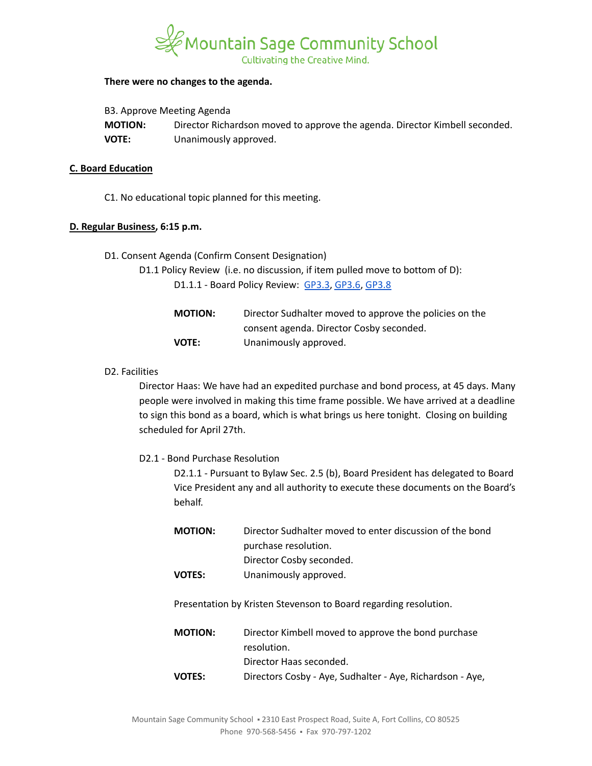**There were no changes to the agenda.**

B3. Approve Meeting Agenda

**MOTION:** Director Richardson moved to approve the agenda. Director Kimbell seconded.

**VOTE:** Unanimously approved.

## C. Board Education

C1. No educational topic planned for this meeting.

## D. Regular Business, 6:15 p.m.

D1. Consent Agenda (Confirm Consent Designation)

D1.1 Policy Review (i.e. no discussion, if item pulled move to bottom of D):

D1.1.1 - Board Policy Review: GP3.3, GP3.6, GP3.8

**MOTION:** Director Sudhalter moved to approve the policies on the consent agenda. Director Cosby seconded.

**VOTE:** Unanimously approved.

D2. Facilities

Director Haas: We have had an expedited purchase and bond process, at 45 days. Many people were involved in making this time frame possible. We have arrived at a deadline to sign this bond as a board, which is what brings us here tonight. Closing on building scheduled for April 27th.

D2.1 - Bond Purchase Resolution

D2.1.1 - Pursuant to Bylaw Sec. 2.5 (b), Board President has delegated to Board Vice President any and all authority to execute these documents on the Board's behalf.

**MOTION:** Director Sudhalter moved to enter discussion of the bond purchase resolution. Director Cosby seconded.

**VOTES:** Unanimously approved.

Presentation by Kristen Stevenson to Board regarding resolution.

**MOTION:** Director Kimbell moved to approve the bond purchase resolution. Director Haas seconded.

**VOTES:** Directors Cosby - Aye, Sudhalter - Aye, Richardson - Aye,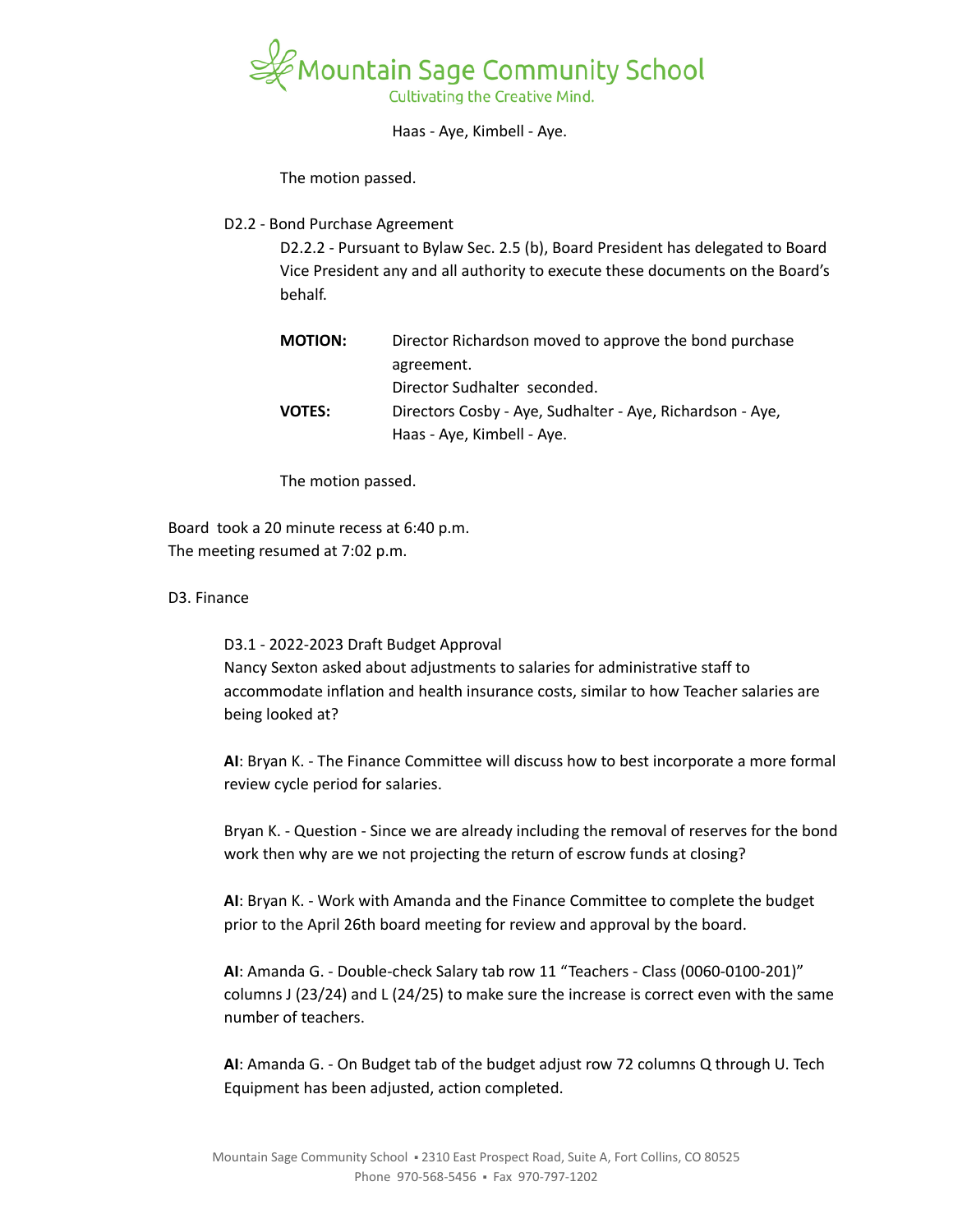Haas - Aye, Kimbell - Aye.

The motion passed.

D2.2 - Bond Purchase Agreement

D2.2.2 - Pursuant to Bylaw Sec. 2.5 (b), Board President has delegated to Board Vice President any and all authority to execute these documents on the Board's behalf.

**MOTION:** Director Richardson moved to approve the bond purchase agreement. Director Sudhalter seconded.

**VOTES:** Directors Cosby - Aye, Sudhalter - Aye, Richardson - Aye, Haas - Aye, Kimbell - Aye.

The motion passed.

Board took a 20 minute recess at 6:40 p.m.
The meeting resumed at 7:02 p.m.

D3. Finance

D3.1 - 2022-2023 Draft Budget Approval
Nancy Sexton asked about adjustments to salaries for administrative staff to accommodate inflation and health insurance costs, similar to how Teacher salaries are being looked at?

**AI**: Bryan K. - The Finance Committee will discuss how to best incorporate a more formal review cycle period for salaries.

Bryan K. - Question - Since we are already including the removal of reserves for the bond work then why are we not projecting the return of escrow funds at closing?

**AI**: Bryan K. - Work with Amanda and the Finance Committee to complete the budget prior to the April 26th board meeting for review and approval by the board.

**AI**: Amanda G. - Double-check Salary tab row 11 "Teachers - Class (0060-0100-201)" columns J (23/24) and L (24/25) to make sure the increase is correct even with the same number of teachers.

**AI**: Amanda G. - On Budget tab of the budget adjust row 72 columns Q through U. Tech Equipment has been adjusted, action completed.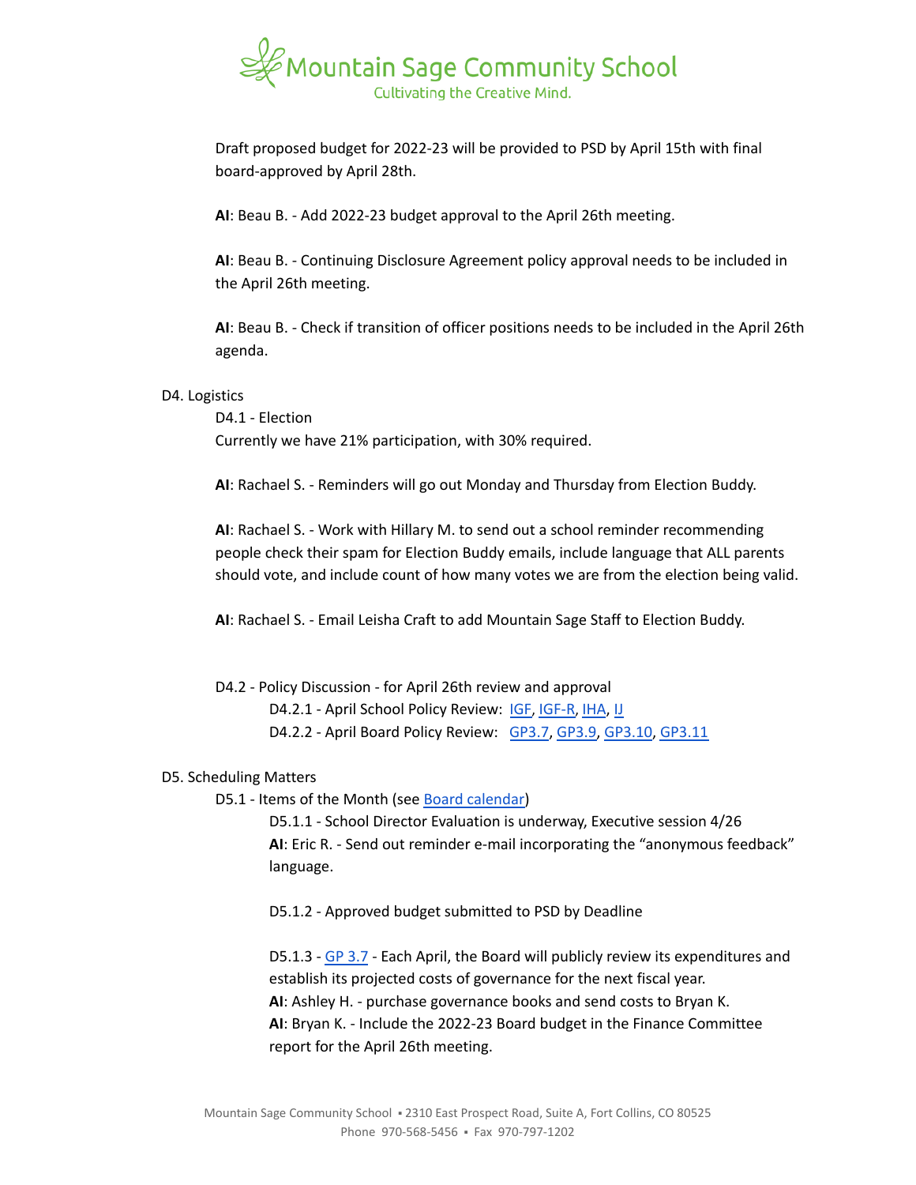Draft proposed budget for 2022-23 will be provided to PSD by April 15th with final board-approved by April 28th.

**AI**: Beau B. - Add 2022-23 budget approval to the April 26th meeting.

**AI**: Beau B. - Continuing Disclosure Agreement policy approval needs to be included in the April 26th meeting.

**AI**: Beau B. - Check if transition of officer positions needs to be included in the April 26th agenda.

D4. Logistics

D4.1 - Election

Currently we have 21% participation, with 30% required.

**AI**: Rachael S. - Reminders will go out Monday and Thursday from Election Buddy.

**AI**: Rachael S. - Work with Hillary M. to send out a school reminder recommending people check their spam for Election Buddy emails, include language that ALL parents should vote, and include count of how many votes we are from the election being valid.

**AI**: Rachael S. - Email Leisha Craft to add Mountain Sage Staff to Election Buddy.

D4.2 - Policy Discussion - for April 26th review and approval

D4.2.1 - April School Policy Review: IGF, IGF-R, IHA, IJ

D4.2.2 - April Board Policy Review: GP3.7, GP3.9, GP3.10, GP3.11

D5. Scheduling Matters

D5.1 - Items of the Month (see Board calendar)

D5.1.1 - School Director Evaluation is underway, Executive session 4/26

**AI**: Eric R. - Send out reminder e-mail incorporating the "anonymous feedback" language.

D5.1.2 - Approved budget submitted to PSD by Deadline

D5.1.3 - GP 3.7 - Each April, the Board will publicly review its expenditures and establish its projected costs of governance for the next fiscal year.

**AI**: Ashley H. - purchase governance books and send costs to Bryan K.

**AI**: Bryan K. - Include the 2022-23 Board budget in the Finance Committee report for the April 26th meeting.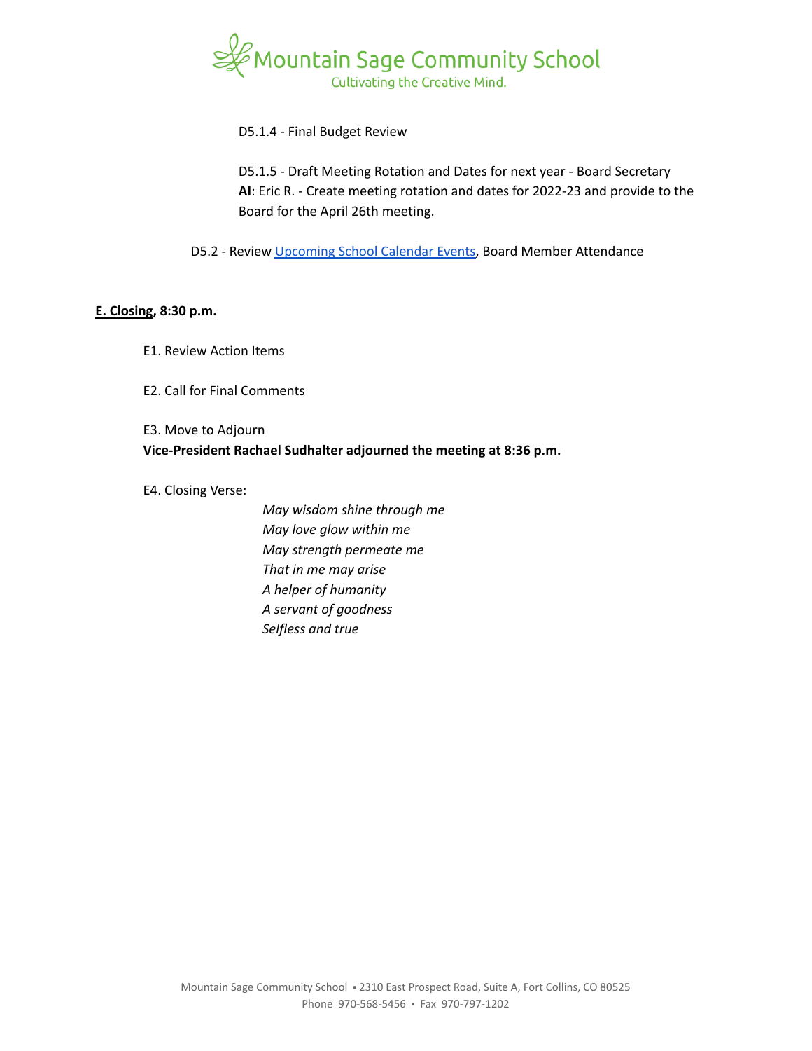D5.1.4 - Final Budget Review

D5.1.5 - Draft Meeting Rotation and Dates for next year - Board Secretary
**AI**: Eric R. - Create meeting rotation and dates for 2022-23 and provide to the Board for the April 26th meeting.

D5.2 - Review Upcoming School Calendar Events, Board Member Attendance

**E. Closing, 8:30 p.m.**

E1. Review Action Items

E2. Call for Final Comments

E3. Move to Adjourn
**Vice-President Rachael Sudhalter adjourned the meeting at 8:36 p.m.**

E4. Closing Verse:

*May wisdom shine through me*
*May love glow within me*
*May strength permeate me*
*That in me may arise*
*A helper of humanity*
*A servant of goodness*
*Selfless and true*